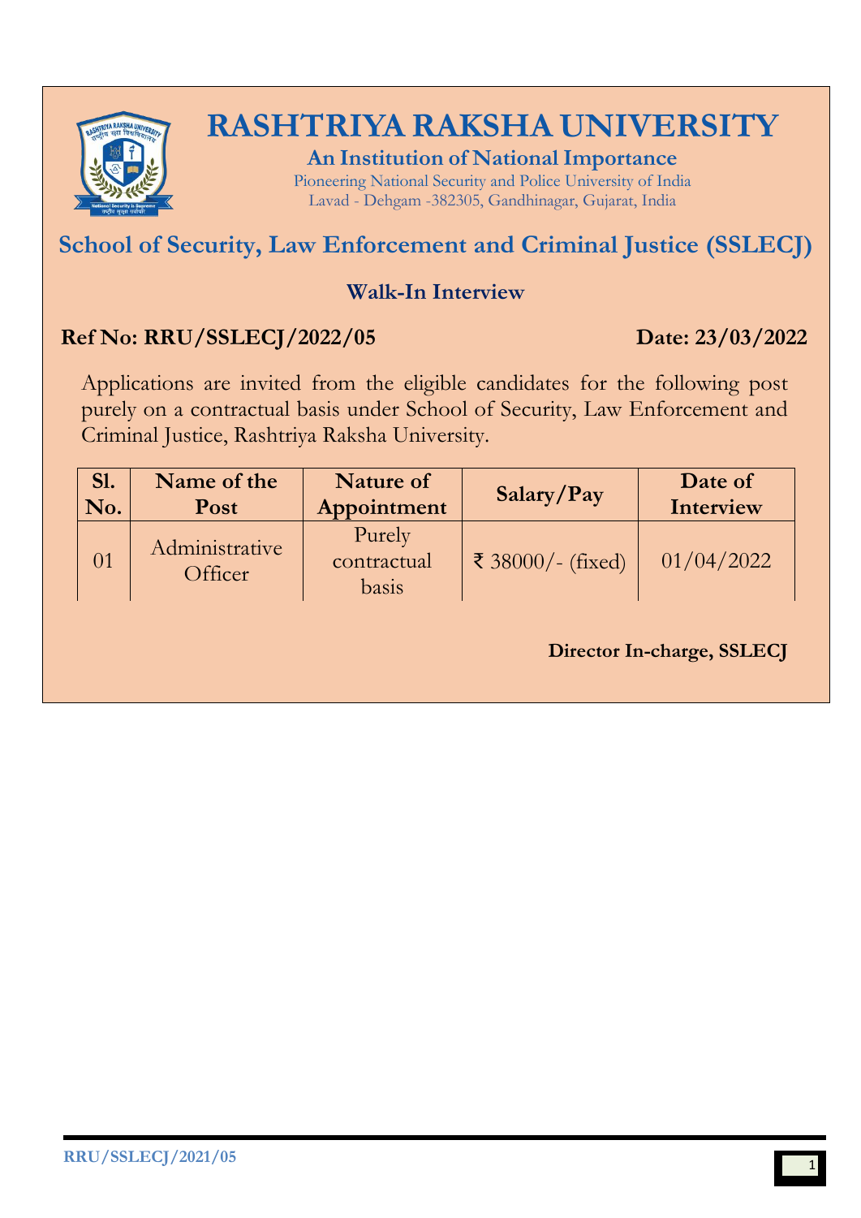# RASHTRIYA RAKSHA UNIVERSITY

**An Institution of National Importance**

Pioneering National Security and Police University of India
Lavad - Dehgam -382305, Gandhinagar, Gujarat, India

## School of Security, Law Enforcement and Criminal Justice (SSLECJ)

### Walk-In Interview

**Ref No: RRU/SSLECJ/2022/05** **Date: 23/03/2022**

Applications are invited from the eligible candidates for the following post purely on a contractual basis under School of Security, Law Enforcement and Criminal Justice, Rashtriya Raksha University.

| Sl. No. | Name of the Post | Nature of Appointment | Salary/Pay | Date of Interview |
|---|---|---|---|---|
| 01 | Administrative Officer | Purely contractual basis | ₹ 38000/- (fixed) | 01/04/2022 |

**Director In-charge, SSLECJ**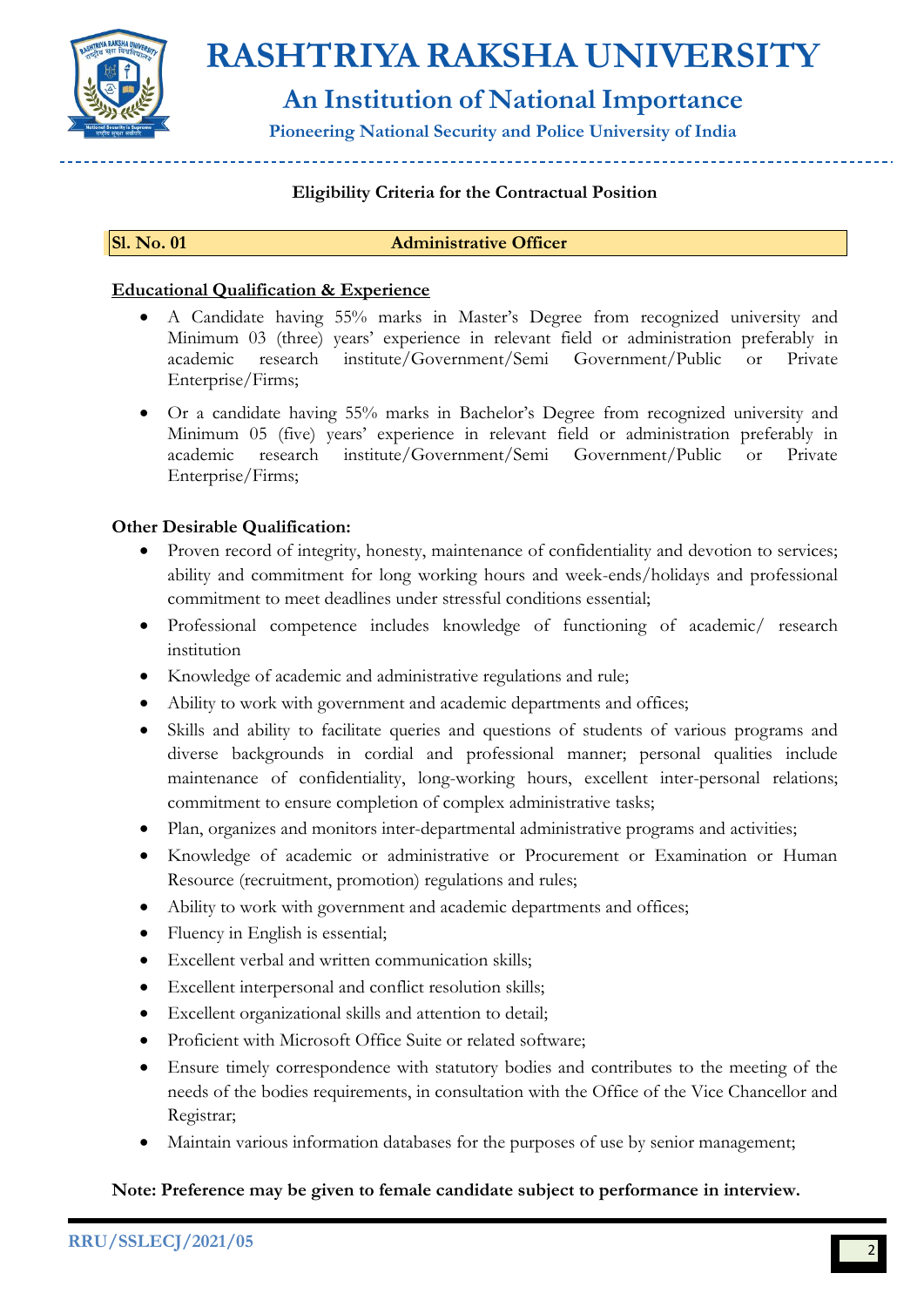# RASHTRIYA RAKSHA UNIVERSITY

## An Institution of National Importance

**Pioneering National Security and Police University of India**

**Eligibility Criteria for the Contractual Position**

| Sl. No. 01 | Administrative Officer |
|---|---|

**Educational Qualification & Experience**

- A Candidate having 55% marks in Master's Degree from recognized university and Minimum 03 (three) years' experience in relevant field or administration preferably in academic research institute/Government/Semi Government/Public or Private Enterprise/Firms;
- Or a candidate having 55% marks in Bachelor's Degree from recognized university and Minimum 05 (five) years' experience in relevant field or administration preferably in academic research institute/Government/Semi Government/Public or Private Enterprise/Firms;

**Other Desirable Qualification:**

- Proven record of integrity, honesty, maintenance of confidentiality and devotion to services; ability and commitment for long working hours and week-ends/holidays and professional commitment to meet deadlines under stressful conditions essential;
- Professional competence includes knowledge of functioning of academic/ research institution
- Knowledge of academic and administrative regulations and rule;
- Ability to work with government and academic departments and offices;
- Skills and ability to facilitate queries and questions of students of various programs and diverse backgrounds in cordial and professional manner; personal qualities include maintenance of confidentiality, long-working hours, excellent inter-personal relations; commitment to ensure completion of complex administrative tasks;
- Plan, organizes and monitors inter-departmental administrative programs and activities;
- Knowledge of academic or administrative or Procurement or Examination or Human Resource (recruitment, promotion) regulations and rules;
- Ability to work with government and academic departments and offices;
- Fluency in English is essential;
- Excellent verbal and written communication skills;
- Excellent interpersonal and conflict resolution skills;
- Excellent organizational skills and attention to detail;
- Proficient with Microsoft Office Suite or related software;
- Ensure timely correspondence with statutory bodies and contributes to the meeting of the needs of the bodies requirements, in consultation with the Office of the Vice Chancellor and Registrar;
- Maintain various information databases for the purposes of use by senior management;

**Note: Preference may be given to female candidate subject to performance in interview.**

RRU/SSLECJ/2021/05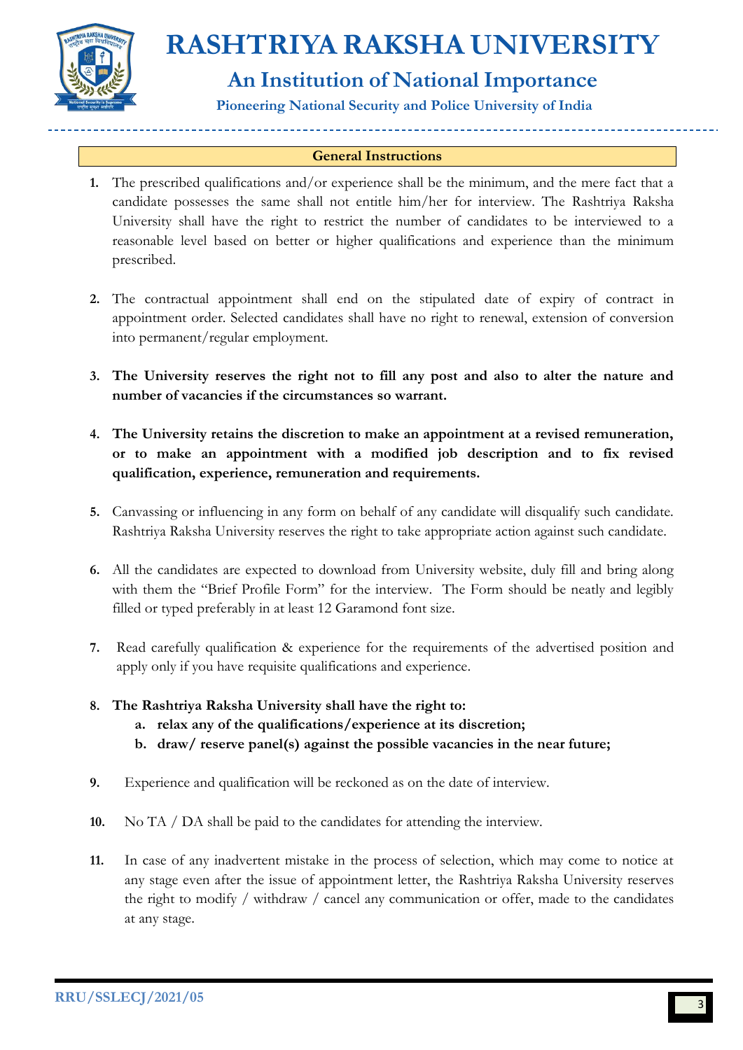## General Instructions

1. The prescribed qualifications and/or experience shall be the minimum, and the mere fact that a candidate possesses the same shall not entitle him/her for interview. The Rashtriya Raksha University shall have the right to restrict the number of candidates to be interviewed to a reasonable level based on better or higher qualifications and experience than the minimum prescribed.

2. The contractual appointment shall end on the stipulated date of expiry of contract in appointment order. Selected candidates shall have no right to renewal, extension of conversion into permanent/regular employment.

3. **The University reserves the right not to fill any post and also to alter the nature and number of vacancies if the circumstances so warrant.**

4. **The University retains the discretion to make an appointment at a revised remuneration, or to make an appointment with a modified job description and to fix revised qualification, experience, remuneration and requirements.**

5. Canvassing or influencing in any form on behalf of any candidate will disqualify such candidate. Rashtriya Raksha University reserves the right to take appropriate action against such candidate.

6. All the candidates are expected to download from University website, duly fill and bring along with them the "Brief Profile Form" for the interview. The Form should be neatly and legibly filled or typed preferably in at least 12 Garamond font size.

7. Read carefully qualification & experience for the requirements of the advertised position and apply only if you have requisite qualifications and experience.

8. **The Rashtriya Raksha University shall have the right to:**
   a. **relax any of the qualifications/experience at its discretion;**
   b. **draw/ reserve panel(s) against the possible vacancies in the near future;**

9. Experience and qualification will be reckoned as on the date of interview.

10. No TA / DA shall be paid to the candidates for attending the interview.

11. In case of any inadvertent mistake in the process of selection, which may come to notice at any stage even after the issue of appointment letter, the Rashtriya Raksha University reserves the right to modify / withdraw / cancel any communication or offer, made to the candidates at any stage.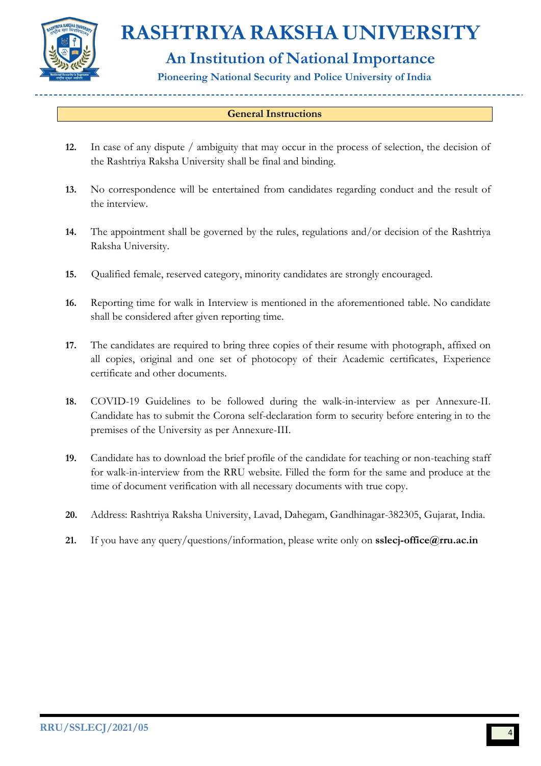## General Instructions

12. In case of any dispute / ambiguity that may occur in the process of selection, the decision of the Rashtriya Raksha University shall be final and binding.

13. No correspondence will be entertained from candidates regarding conduct and the result of the interview.

14. The appointment shall be governed by the rules, regulations and/or decision of the Rashtriya Raksha University.

15. Qualified female, reserved category, minority candidates are strongly encouraged.

16. Reporting time for walk in Interview is mentioned in the aforementioned table. No candidate shall be considered after given reporting time.

17. The candidates are required to bring three copies of their resume with photograph, affixed on all copies, original and one set of photocopy of their Academic certificates, Experience certificate and other documents.

18. COVID-19 Guidelines to be followed during the walk-in-interview as per Annexure-II. Candidate has to submit the Corona self-declaration form to security before entering in to the premises of the University as per Annexure-III.

19. Candidate has to download the brief profile of the candidate for teaching or non-teaching staff for walk-in-interview from the RRU website. Filled the form for the same and produce at the time of document verification with all necessary documents with true copy.

20. Address: Rashtriya Raksha University, Lavad, Dahegam, Gandhinagar-382305, Gujarat, India.

21. If you have any query/questions/information, please write only on **sslecj-office@rru.ac.in**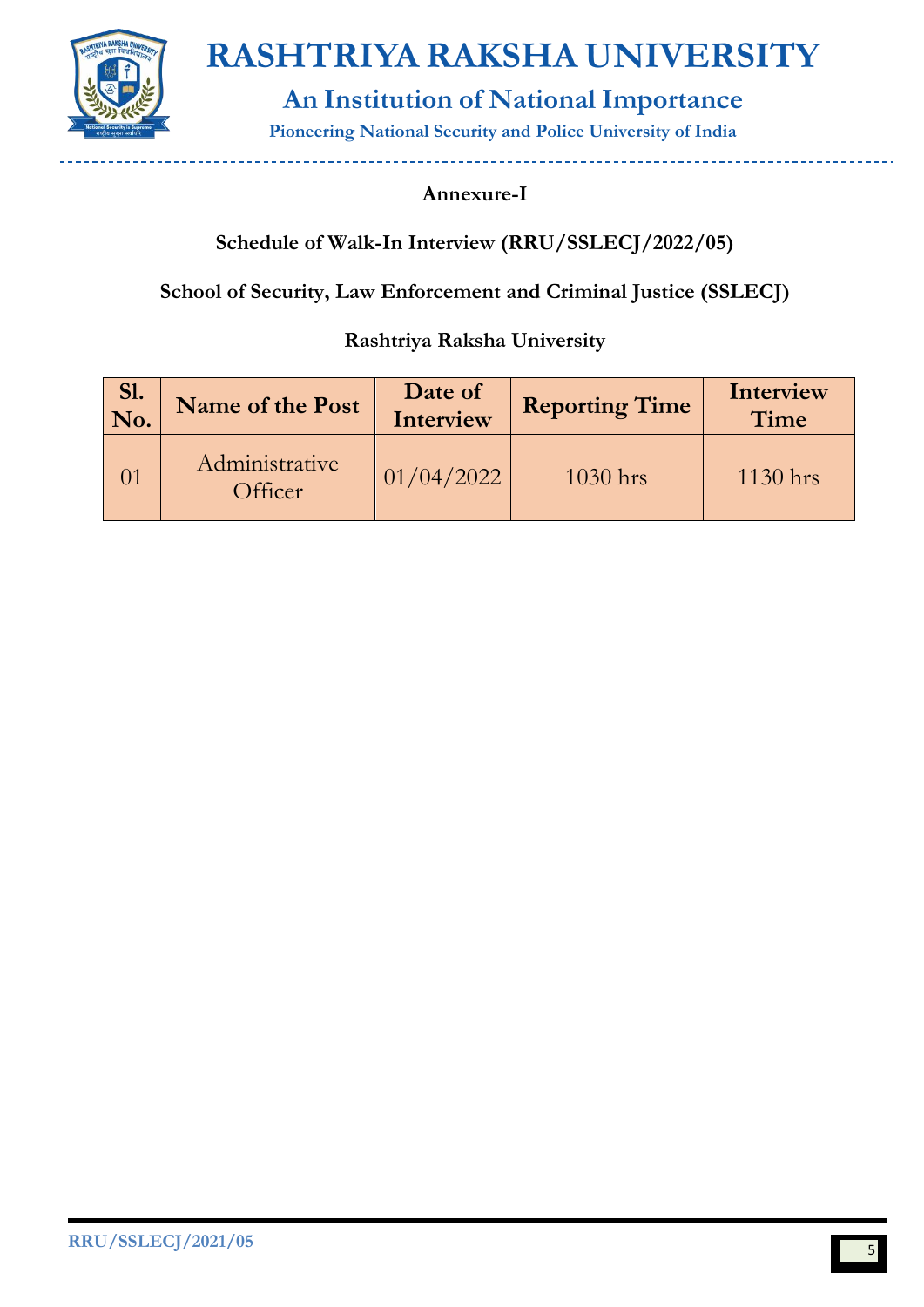# RASHTRIYA RAKSHA UNIVERSITY

## An Institution of National Importance

**Pioneering National Security and Police University of India**

**Annexure-I**

**Schedule of Walk-In Interview (RRU/SSLECJ/2022/05)**

**School of Security, Law Enforcement and Criminal Justice (SSLECJ)**

**Rashtriya Raksha University**

| Sl. No. | Name of the Post | Date of Interview | Reporting Time | Interview Time |
|---|---|---|---|---|
| 01 | Administrative Officer | 01/04/2022 | 1030 hrs | 1130 hrs |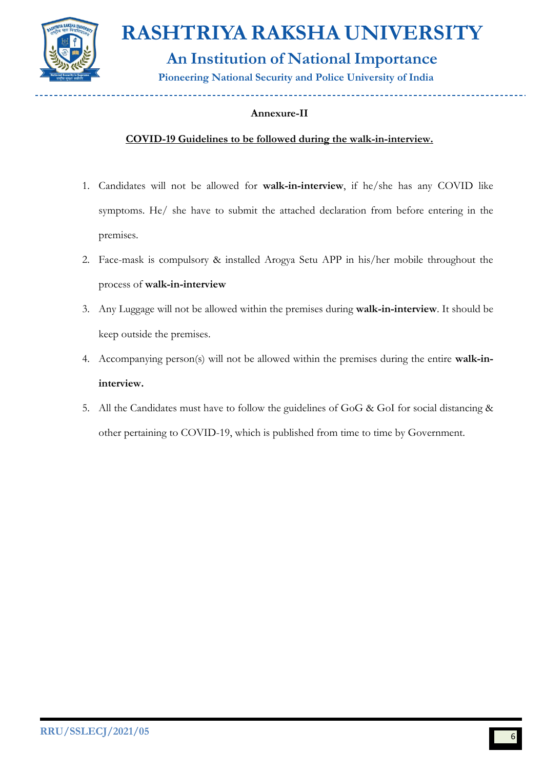**Annexure-II**

**COVID-19 Guidelines to be followed during the walk-in-interview.**

1. Candidates will not be allowed for **walk-in-interview**, if he/she has any COVID like symptoms. He/ she have to submit the attached declaration from before entering in the premises.
2. Face-mask is compulsory & installed Arogya Setu APP in his/her mobile throughout the process of **walk-in-interview**
3. Any Luggage will not be allowed within the premises during **walk-in-interview**. It should be keep outside the premises.
4. Accompanying person(s) will not be allowed within the premises during the entire **walk-in-interview.**
5. All the Candidates must have to follow the guidelines of GoG & GoI for social distancing & other pertaining to COVID-19, which is published from time to time by Government.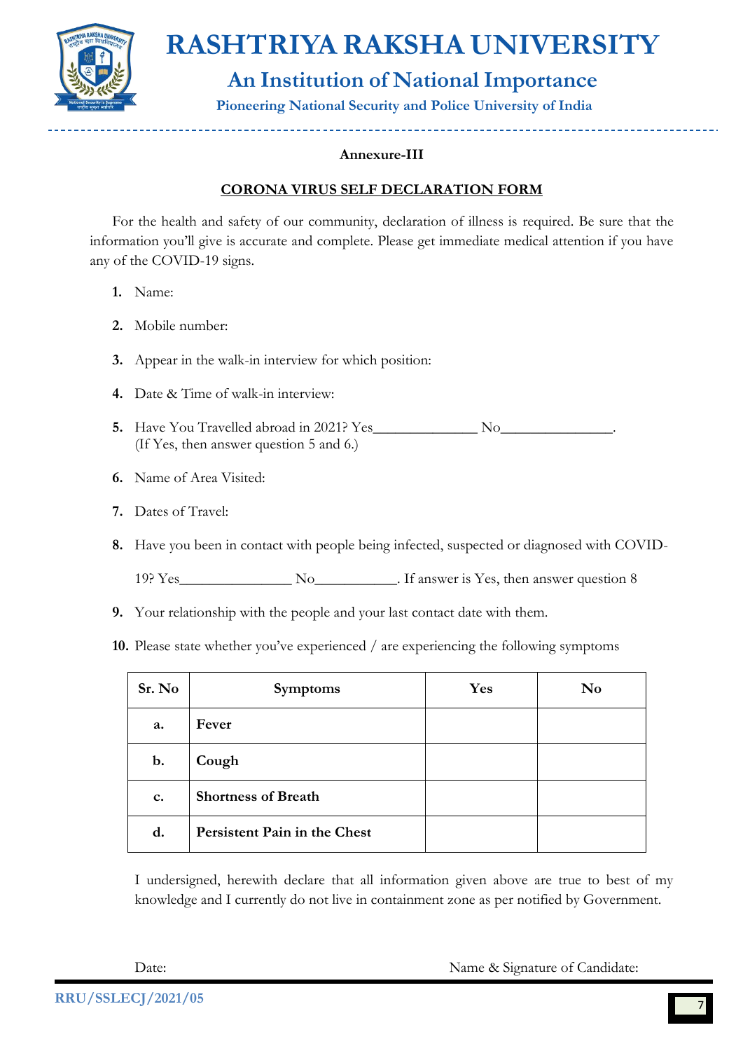# RASHTRIYA RAKSHA UNIVERSITY

## An Institution of National Importance

**Pioneering National Security and Police University of India**

**Annexure-III**

**CORONA VIRUS SELF DECLARATION FORM**

For the health and safety of our community, declaration of illness is required. Be sure that the information you'll give is accurate and complete. Please get immediate medical attention if you have any of the COVID-19 signs.

1. Name:
2. Mobile number:
3. Appear in the walk-in interview for which position:
4. Date & Time of walk-in interview:
5. Have You Travelled abroad in 2021? Yes______________ No_______________.
   (If Yes, then answer question 5 and 6.)
6. Name of Area Visited:
7. Dates of Travel:
8. Have you been in contact with people being infected, suspected or diagnosed with COVID-19? Yes_______________ No___________. If answer is Yes, then answer question 8
9. Your relationship with the people and your last contact date with them.
10. Please state whether you've experienced / are experiencing the following symptoms

| Sr. No | Symptoms | Yes | No |
|---|---|---|---|
| a. | Fever | | |
| b. | Cough | | |
| c. | Shortness of Breath | | |
| d. | Persistent Pain in the Chest | | |

I undersigned, herewith declare that all information given above are true to best of my knowledge and I currently do not live in containment zone as per notified by Government.

Date: Name & Signature of Candidate:

RRU/SSLECJ/2021/05